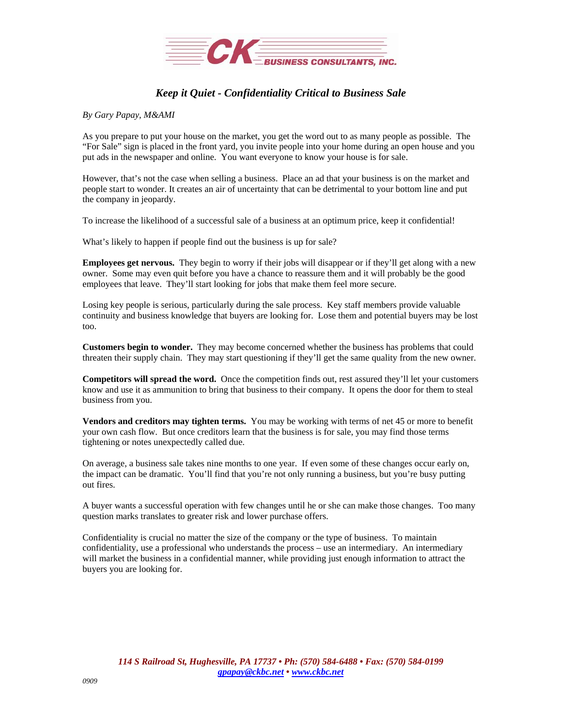CK BUSINESS CONSULTANTS, INC.

# *Keep it Quiet - Confidentiality Critical to Business Sale*

*By Gary Papay, M&AMI*

As you prepare to put your house on the market, you get the word out to as many people as possible. The "For Sale" sign is placed in the front yard, you invite people into your home during an open house and you put ads in the newspaper and online. You want everyone to know your house is for sale.

However, that's not the case when selling a business. Place an ad that your business is on the market and people start to wonder. It creates an air of uncertainty that can be detrimental to your bottom line and put the company in jeopardy.

To increase the likelihood of a successful sale of a business at an optimum price, keep it confidential!

What's likely to happen if people find out the business is up for sale?

**Employees get nervous.** They begin to worry if their jobs will disappear or if they'll get along with a new owner. Some may even quit before you have a chance to reassure them and it will probably be the good employees that leave. They'll start looking for jobs that make them feel more secure.

Losing key people is serious, particularly during the sale process. Key staff members provide valuable continuity and business knowledge that buyers are looking for. Lose them and potential buyers may be lost too.

**Customers begin to wonder.** They may become concerned whether the business has problems that could threaten their supply chain. They may start questioning if they'll get the same quality from the new owner.

**Competitors will spread the word.** Once the competition finds out, rest assured they'll let your customers know and use it as ammunition to bring that business to their company. It opens the door for them to steal business from you.

**Vendors and creditors may tighten terms.** You may be working with terms of net 45 or more to benefit your own cash flow. But once creditors learn that the business is for sale, you may find those terms tightening or notes unexpectedly called due.

On average, a business sale takes nine months to one year. If even some of these changes occur early on, the impact can be dramatic. You'll find that you're not only running a business, but you're busy putting out fires.

A buyer wants a successful operation with few changes until he or she can make those changes. Too many question marks translates to greater risk and lower purchase offers.

Confidentiality is crucial no matter the size of the company or the type of business. To maintain confidentiality, use a professional who understands the process – use an intermediary. An intermediary will market the business in a confidential manner, while providing just enough information to attract the buyers you are looking for.

*114 S Railroad St, Hughesville, PA 17737 • Ph: (570) 584-6488 • Fax: (570) 584-0199*
*gpapay@ckbc.net • www.ckbc.net*

*0909*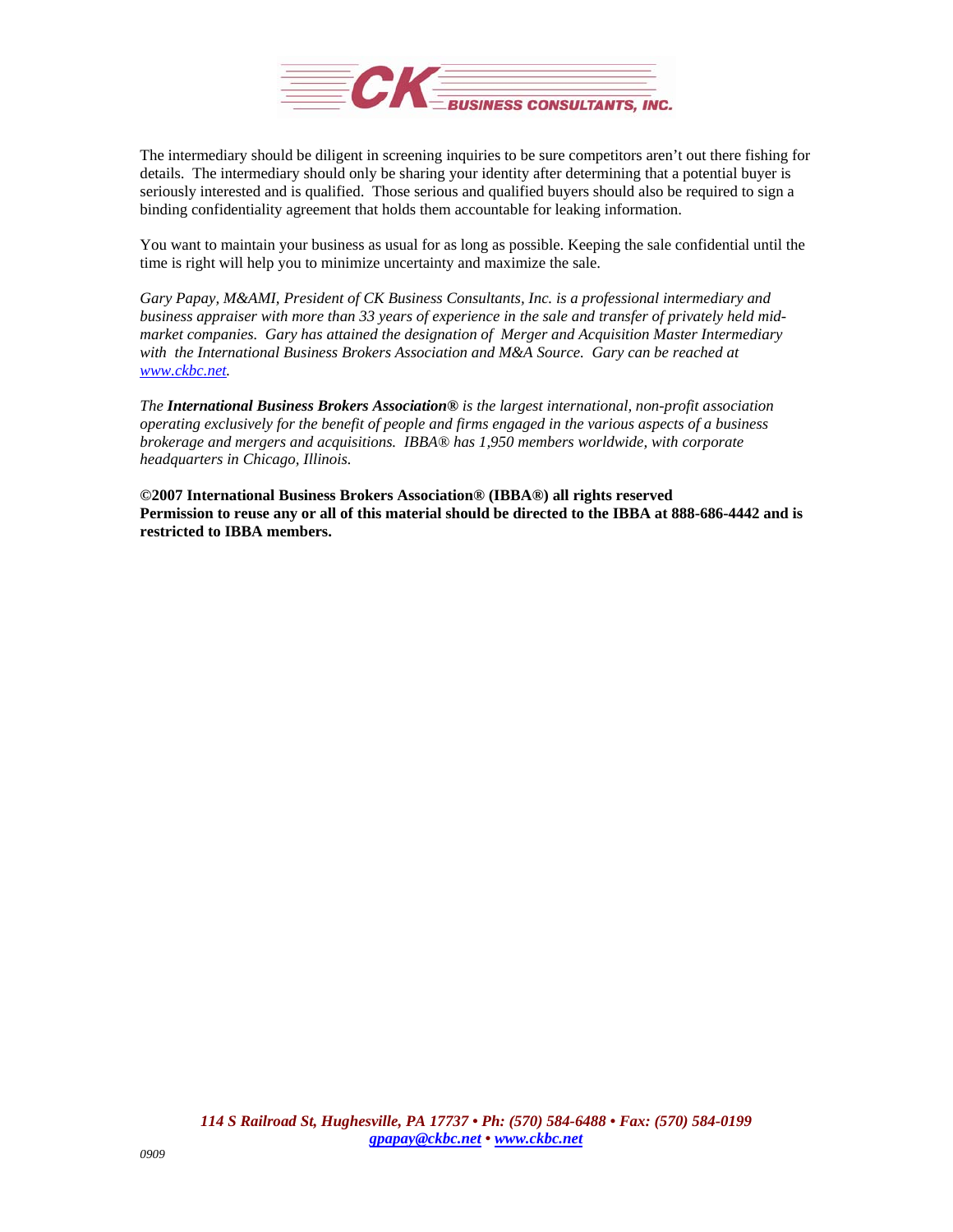The intermediary should be diligent in screening inquiries to be sure competitors aren't out there fishing for details. The intermediary should only be sharing your identity after determining that a potential buyer is seriously interested and is qualified. Those serious and qualified buyers should also be required to sign a binding confidentiality agreement that holds them accountable for leaking information.

You want to maintain your business as usual for as long as possible. Keeping the sale confidential until the time is right will help you to minimize uncertainty and maximize the sale.

*Gary Papay, M&AMI, President of CK Business Consultants, Inc. is a professional intermediary and business appraiser with more than 33 years of experience in the sale and transfer of privately held mid-market companies. Gary has attained the designation of Merger and Acquisition Master Intermediary with the International Business Brokers Association and M&A Source. Gary can be reached at www.ckbc.net.*

*The **International Business Brokers Association®** is the largest international, non-profit association operating exclusively for the benefit of people and firms engaged in the various aspects of a business brokerage and mergers and acquisitions. IBBA® has 1,950 members worldwide, with corporate headquarters in Chicago, Illinois.*

**©2007 International Business Brokers Association® (IBBA®) all rights reserved**
**Permission to reuse any or all of this material should be directed to the IBBA at 888-686-4442 and is restricted to IBBA members.**

***114 S Railroad St, Hughesville, PA 17737 • Ph: (570) 584-6488 • Fax: (570) 584-0199***
***gpapay@ckbc.net • www.ckbc.net***

*0909*